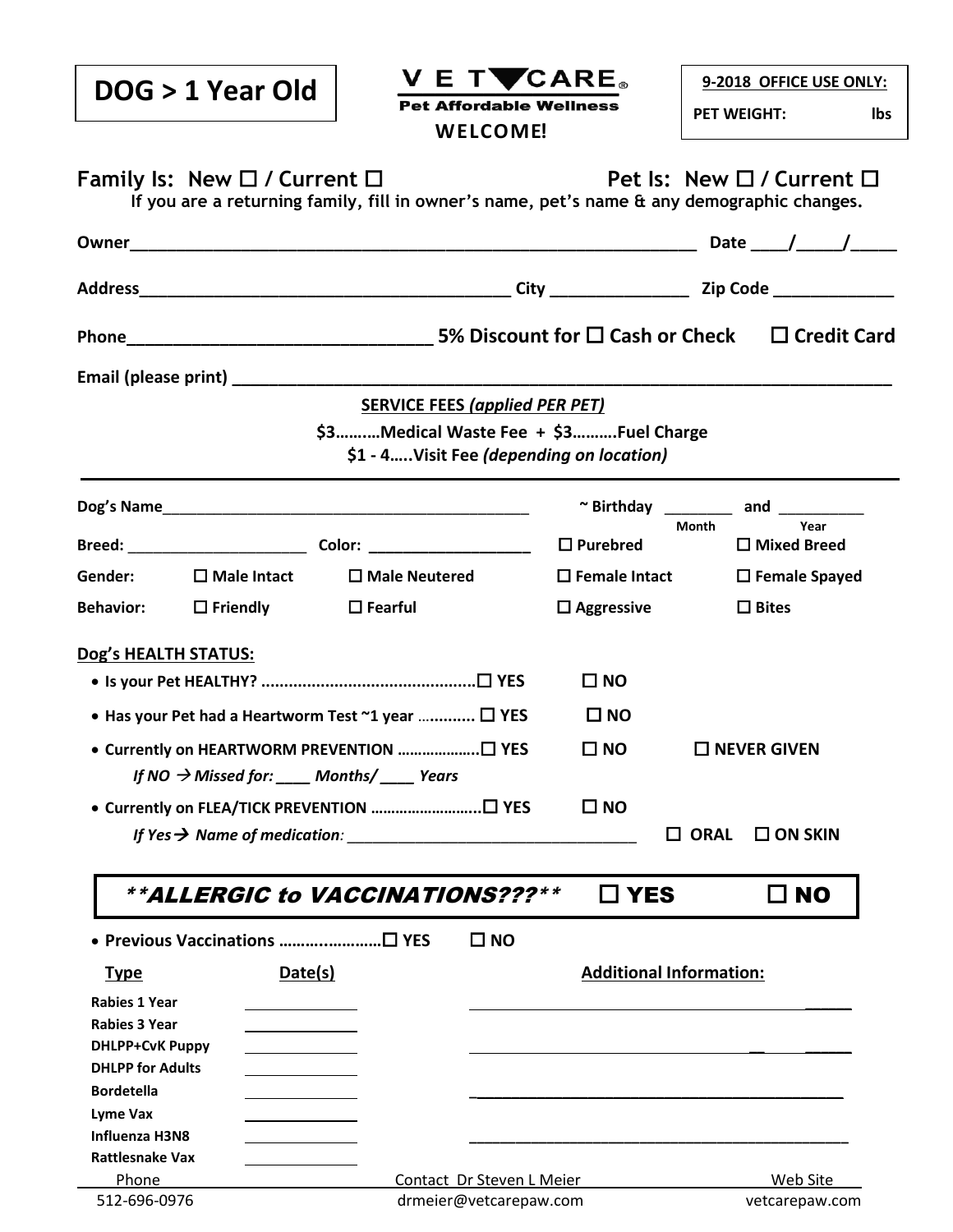# DOG > 1 Year Old

**VET CARE®**
**Pet Affordable Wellness**
**WELCOME!**

**9-2018 OFFICE USE ONLY:**
**PET WEIGHT: lbs**

**Family Is: New ☐ / Current ☐** **Pet Is: New ☐ / Current ☐**

**If you are a returning family, fill in owner's name, pet's name & any demographic changes.**

**Owner**_______________________________________________ **Date** ____/_____/_____

**Address**__________________________________ **City** ______________ **Zip Code** ____________

**Phone**____________________________ **5% Discount for ☐ Cash or Check ☐ Credit Card**

**Email (please print)** ______________________________________________________________

**SERVICE FEES *(applied PER PET)***

**$3……..Medical Waste Fee + $3……….Fuel Charge**
**$1 - 4…..Visit Fee *(depending on location)***

---

**Dog's Name**_________________________________ **~ Birthday** ________ **and** __________
Month Year

**Breed:** ____________________ **Color:** __________________ **☐ Purebred** **☐ Mixed Breed**

**Gender:** **☐ Male Intact** **☐ Male Neutered** **☐ Female Intact** **☐ Female Spayed**

**Behavior:** **☐ Friendly** **☐ Fearful** **☐ Aggressive** **☐ Bites**

**Dog's HEALTH STATUS:**

- **Is your Pet HEALTHY? ............................................☐ YES ☐ NO**
- **Has your Pet had a Heartworm Test ~1 year ........... ☐ YES ☐ NO**
- **Currently on HEARTWORM PREVENTION ………………..☐ YES ☐ NO ☐ NEVER GIVEN**
  ***If NO → Missed for: ____ Months/ ____ Years***
- **Currently on FLEA/TICK PREVENTION ……………………..☐ YES ☐ NO**
  ***If Yes → Name of medication:*** ______________________________ **☐ ORAL ☐ ON SKIN**

***\*\*ALLERGIC to VACCINATIONS???\*\**** **☐ YES ☐ NO**

- **Previous Vaccinations ……..…………☐ YES ☐ NO**

| Type | Date(s) | Additional Information: |
|---|---|---|
| Rabies 1 Year | | |
| Rabies 3 Year | | |
| DHLPP+CvK Puppy | | |
| DHLPP for Adults | | |
| Bordetella | | |
| Lyme Vax | | |
| Influenza H3N8 | | |
| Rattlesnake Vax | | |

| Phone | Contact Dr Steven L Meier | Web Site |
|---|---|---|
| 512-696-0976 | drmeier@vetcarepaw.com | vetcarepaw.com |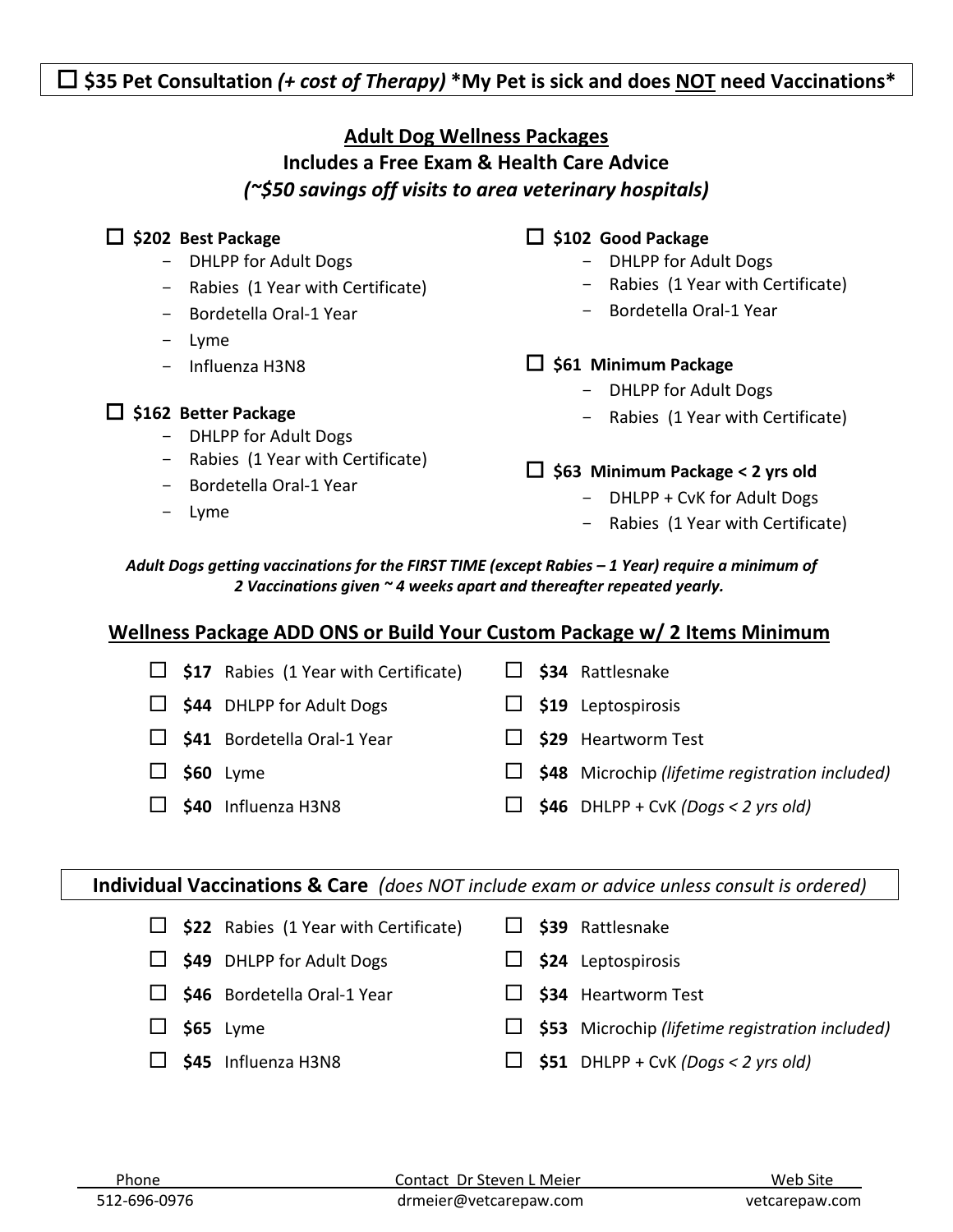☐ **$35 Pet Consultation** ***(+ cost of Therapy)*** **\*My Pet is sick and does NOT need Vaccinations\***

## Adult Dog Wellness Packages

### Includes a Free Exam & Health Care Advice

***(~$50 savings off visits to area veterinary hospitals)***

☐ **$202 Best Package**
- DHLPP for Adult Dogs
- Rabies (1 Year with Certificate)
- Bordetella Oral-1 Year
- Lyme
- Influenza H3N8

☐ **$162 Better Package**
- DHLPP for Adult Dogs
- Rabies (1 Year with Certificate)
- Bordetella Oral-1 Year
- Lyme

☐ **$102 Good Package**
- DHLPP for Adult Dogs
- Rabies (1 Year with Certificate)
- Bordetella Oral-1 Year

☐ **$61 Minimum Package**
- DHLPP for Adult Dogs
- Rabies (1 Year with Certificate)

☐ **$63 Minimum Package < 2 yrs old**
- DHLPP + CvK for Adult Dogs
- Rabies (1 Year with Certificate)

***Adult Dogs getting vaccinations for the FIRST TIME (except Rabies – 1 Year) require a minimum of 2 Vaccinations given ~ 4 weeks apart and thereafter repeated yearly.***

## Wellness Package ADD ONS or Build Your Custom Package w/ 2 Items Minimum

- ☐ **$17** Rabies (1 Year with Certificate)
- ☐ **$44** DHLPP for Adult Dogs
- ☐ **$41** Bordetella Oral-1 Year
- ☐ **$60** Lyme
- ☐ **$40** Influenza H3N8
- ☐ **$34** Rattlesnake
- ☐ **$19** Leptospirosis
- ☐ **$29** Heartworm Test
- ☐ **$48** Microchip *(lifetime registration included)*
- ☐ **$46** DHLPP + CvK *(Dogs < 2 yrs old)*

## Individual Vaccinations & Care *(does NOT include exam or advice unless consult is ordered)*

- ☐ **$22** Rabies (1 Year with Certificate)
- ☐ **$49** DHLPP for Adult Dogs
- ☐ **$46** Bordetella Oral-1 Year
- ☐ **$65** Lyme
- ☐ **$45** Influenza H3N8
- ☐ **$39** Rattlesnake
- ☐ **$24** Leptospirosis
- ☐ **$34** Heartworm Test
- ☐ **$53** Microchip *(lifetime registration included)*
- ☐ **$51** DHLPP + CvK *(Dogs < 2 yrs old)*

| Phone | Contact Dr Steven L Meier | Web Site |
|---|---|---|
| 512-696-0976 | drmeier@vetcarepaw.com | vetcarepaw.com |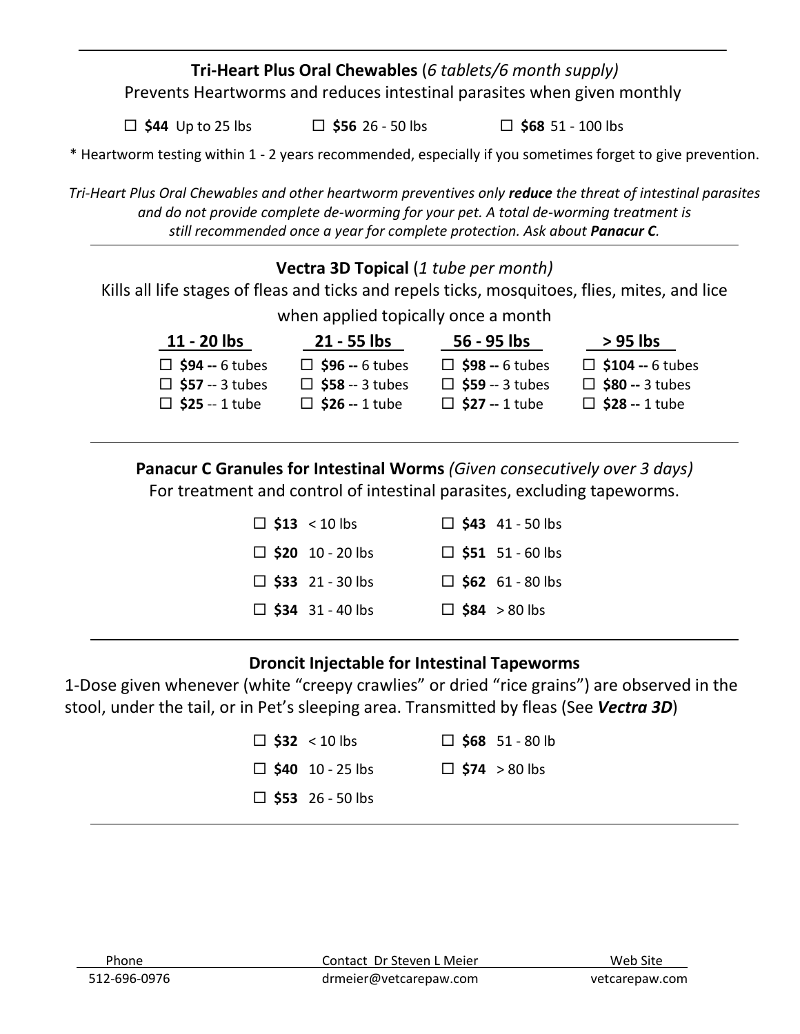**Tri-Heart Plus Oral Chewables** (*6 tablets/6 month supply)*

Prevents Heartworms and reduces intestinal parasites when given monthly

☐ **$44** Up to 25 lbs ☐ **$56** 26 - 50 lbs ☐ **$68** 51 - 100 lbs

* Heartworm testing within 1 - 2 years recommended, especially if you sometimes forget to give prevention.

*Tri-Heart Plus Oral Chewables and other heartworm preventives only **reduce** the threat of intestinal parasites and do not provide complete de-worming for your pet. A total de-worming treatment is still recommended once a year for complete protection. Ask about **Panacur C**.*

---

**Vectra 3D Topical** (*1 tube per month)*

Kills all life stages of fleas and ticks and repels ticks, mosquitoes, flies, mites, and lice when applied topically once a month

| 11 - 20 lbs | 21 - 55 lbs | 56 - 95 lbs | > 95 lbs |
|---|---|---|---|
| ☐ **$94 --** 6 tubes | ☐ **$96 --** 6 tubes | ☐ **$98 --** 6 tubes | ☐ **$104 --** 6 tubes |
| ☐ **$57** -- 3 tubes | ☐ **$58** -- 3 tubes | ☐ **$59** -- 3 tubes | ☐ **$80 --** 3 tubes |
| ☐ **$25** -- 1 tube | ☐ **$26 --** 1 tube | ☐ **$27 --** 1 tube | ☐ **$28 --** 1 tube |

---

**Panacur C Granules for Intestinal Worms** *(Given consecutively over 3 days)*

For treatment and control of intestinal parasites, excluding tapeworms.

| | |
|---|---|
| ☐ **$13** < 10 lbs | ☐ **$43** 41 - 50 lbs |
| ☐ **$20** 10 - 20 lbs | ☐ **$51** 51 - 60 lbs |
| ☐ **$33** 21 - 30 lbs | ☐ **$62** 61 - 80 lbs |
| ☐ **$34** 31 - 40 lbs | ☐ **$84** > 80 lbs |

---

**Droncit Injectable for Intestinal Tapeworms**

1-Dose given whenever (white "creepy crawlies" or dried "rice grains") are observed in the stool, under the tail, or in Pet's sleeping area. Transmitted by fleas (See ***Vectra 3D***)

| | |
|---|---|
| ☐ **$32** < 10 lbs | ☐ **$68** 51 - 80 lb |
| ☐ **$40** 10 - 25 lbs | ☐ **$74** > 80 lbs |
| ☐ **$53** 26 - 50 lbs | |

---

| Phone | Contact Dr Steven L Meier | Web Site |
|---|---|---|
| 512-696-0976 | drmeier@vetcarepaw.com | vetcarepaw.com |